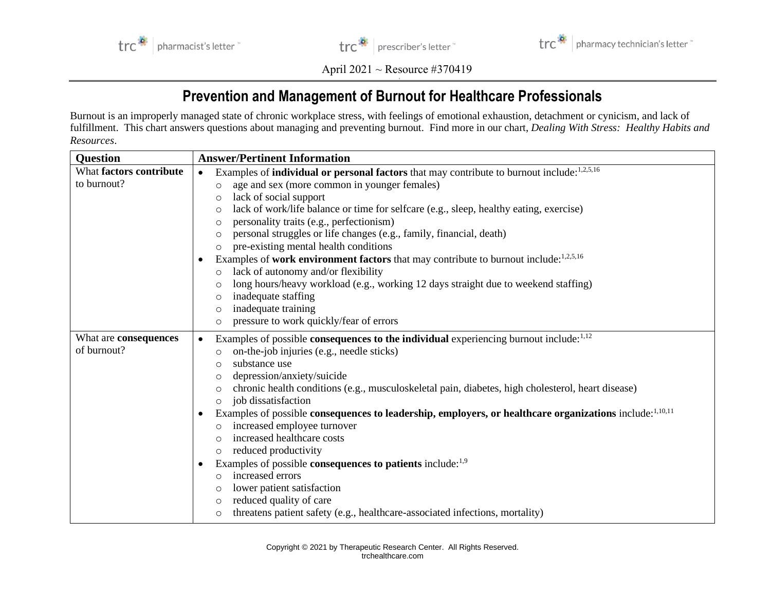April 2021 ~ Resource #370419

# Prevention and Management of Burnout for Healthcare Professionals

Burnout is an improperly managed state of chronic workplace stress, with feelings of emotional exhaustion, detachment or cynicism, and lack of fulfillment. This chart answers questions about managing and preventing burnout. Find more in our chart, *Dealing With Stress: Healthy Habits and Resources*.

| Question | Answer/Pertinent Information |
|---|---|
| What **factors contribute** to burnout? | • Examples of **individual or personal factors** that may contribute to burnout include:[1,2,5,16]<br>○ age and sex (more common in younger females)<br>○ lack of social support<br>○ lack of work/life balance or time for selfcare (e.g., sleep, healthy eating, exercise)<br>○ personality traits (e.g., perfectionism)<br>○ personal struggles or life changes (e.g., family, financial, death)<br>○ pre-existing mental health conditions<br>• Examples of **work environment factors** that may contribute to burnout include:[1,2,5,16]<br>○ lack of autonomy and/or flexibility<br>○ long hours/heavy workload (e.g., working 12 days straight due to weekend staffing)<br>○ inadequate staffing<br>○ inadequate training<br>○ pressure to work quickly/fear of errors |
| What are **consequences** of burnout? | • Examples of possible **consequences to the individual** experiencing burnout include:[1,12]<br>○ on-the-job injuries (e.g., needle sticks)<br>○ substance use<br>○ depression/anxiety/suicide<br>○ chronic health conditions (e.g., musculoskeletal pain, diabetes, high cholesterol, heart disease)<br>○ job dissatisfaction<br>• Examples of possible **consequences to leadership, employers, or healthcare organizations** include:[1,10,11]<br>○ increased employee turnover<br>○ increased healthcare costs<br>○ reduced productivity<br>• Examples of possible **consequences to patients** include:[1,9]<br>○ increased errors<br>○ lower patient satisfaction<br>○ reduced quality of care<br>○ threatens patient safety (e.g., healthcare-associated infections, mortality) |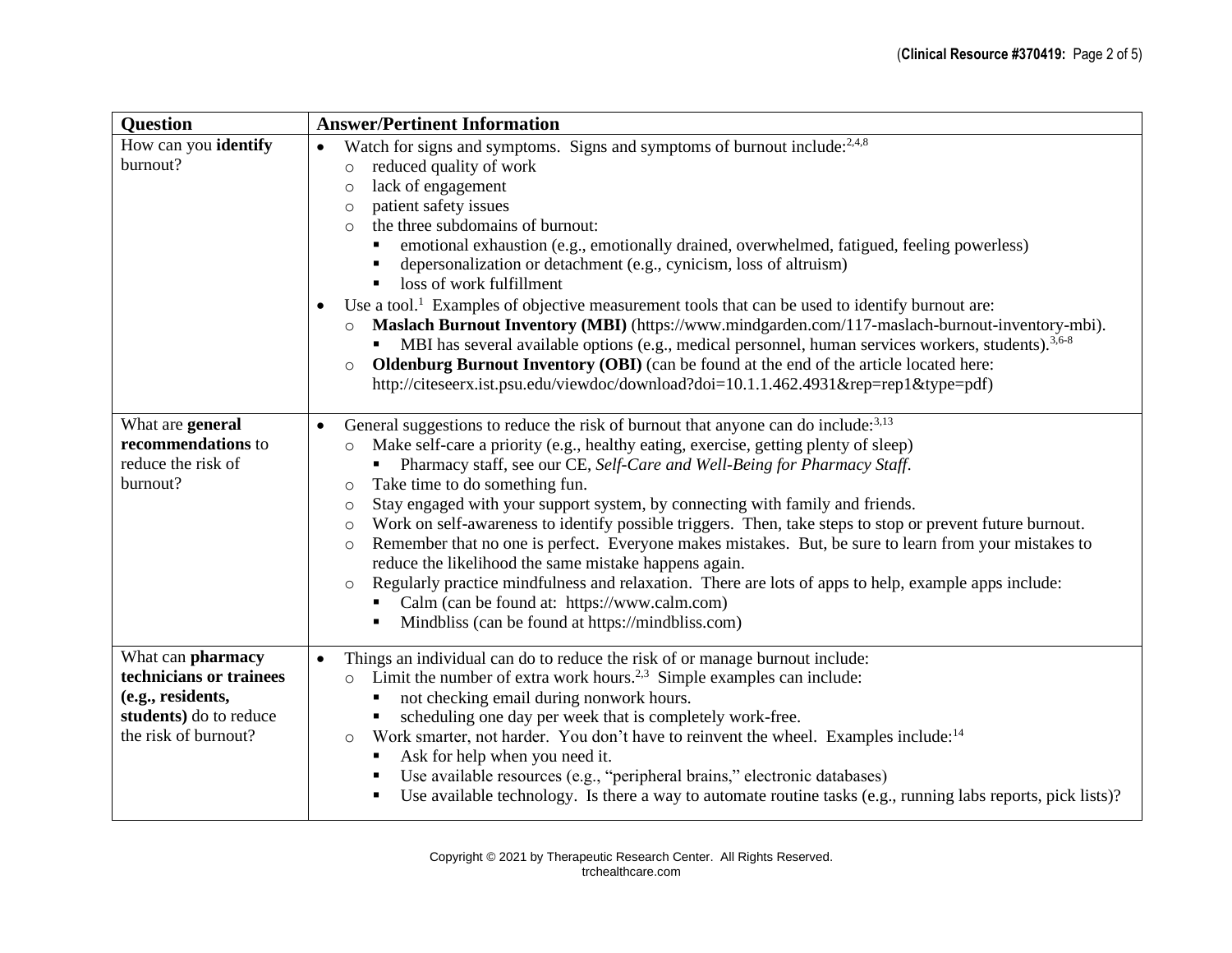| Question | Answer/Pertinent Information |
|---|---|
| How can you **identify** burnout? | • Watch for signs and symptoms. Signs and symptoms of burnout include:[2,4,8]<br>○ reduced quality of work<br>○ lack of engagement<br>○ patient safety issues<br>○ the three subdomains of burnout:<br>▪ emotional exhaustion (e.g., emotionally drained, overwhelmed, fatigued, feeling powerless)<br>▪ depersonalization or detachment (e.g., cynicism, loss of altruism)<br>▪ loss of work fulfillment<br>• Use a tool.[1] Examples of objective measurement tools that can be used to identify burnout are:<br>○ **Maslach Burnout Inventory (MBI)** (https://www.mindgarden.com/117-maslach-burnout-inventory-mbi).<br>▪ MBI has several available options (e.g., medical personnel, human services workers, students).[3,6-8]<br>○ **Oldenburg Burnout Inventory (OBI)** (can be found at the end of the article located here: http://citeseerx.ist.psu.edu/viewdoc/download?doi=10.1.1.462.4931&rep=rep1&type=pdf) |
| What are **general recommendations** to reduce the risk of burnout? | • General suggestions to reduce the risk of burnout that anyone can do include:[3,13]<br>○ Make self-care a priority (e.g., healthy eating, exercise, getting plenty of sleep)<br>▪ Pharmacy staff, see our CE, *Self-Care and Well-Being for Pharmacy Staff.*<br>○ Take time to do something fun.<br>○ Stay engaged with your support system, by connecting with family and friends.<br>○ Work on self-awareness to identify possible triggers. Then, take steps to stop or prevent future burnout.<br>○ Remember that no one is perfect. Everyone makes mistakes. But, be sure to learn from your mistakes to reduce the likelihood the same mistake happens again.<br>○ Regularly practice mindfulness and relaxation. There are lots of apps to help, example apps include:<br>▪ Calm (can be found at: https://www.calm.com)<br>▪ Mindbliss (can be found at https://mindbliss.com) |
| What can **pharmacy technicians or trainees (e.g., residents, students)** do to reduce the risk of burnout? | • Things an individual can do to reduce the risk of or manage burnout include:<br>○ Limit the number of extra work hours.[2,3] Simple examples can include:<br>▪ not checking email during nonwork hours.<br>▪ scheduling one day per week that is completely work-free.<br>○ Work smarter, not harder. You don't have to reinvent the wheel. Examples include:[14]<br>▪ Ask for help when you need it.<br>▪ Use available resources (e.g., "peripheral brains," electronic databases)<br>▪ Use available technology. Is there a way to automate routine tasks (e.g., running labs reports, pick lists)? |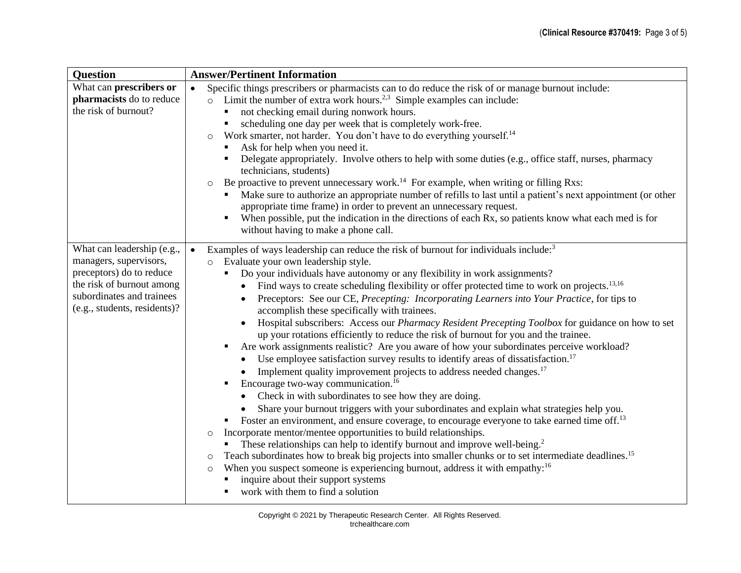| Question | Answer/Pertinent Information |
|---|---|
| What can **prescribers or pharmacists** do to reduce the risk of burnout? | • Specific things prescribers or pharmacists can to do reduce the risk of or manage burnout include:<br>&nbsp;&nbsp;○ Limit the number of extra work hours.[2,3] Simple examples can include:<br>&nbsp;&nbsp;&nbsp;&nbsp;▪ not checking email during nonwork hours.<br>&nbsp;&nbsp;&nbsp;&nbsp;▪ scheduling one day per week that is completely work-free.<br>&nbsp;&nbsp;○ Work smarter, not harder. You don't have to do everything yourself.[14]<br>&nbsp;&nbsp;&nbsp;&nbsp;▪ Ask for help when you need it.<br>&nbsp;&nbsp;&nbsp;&nbsp;▪ Delegate appropriately. Involve others to help with some duties (e.g., office staff, nurses, pharmacy technicians, students)<br>&nbsp;&nbsp;○ Be proactive to prevent unnecessary work.[14] For example, when writing or filling Rxs:<br>&nbsp;&nbsp;&nbsp;&nbsp;▪ Make sure to authorize an appropriate number of refills to last until a patient's next appointment (or other appropriate time frame) in order to prevent an unnecessary request.<br>&nbsp;&nbsp;&nbsp;&nbsp;▪ When possible, put the indication in the directions of each Rx, so patients know what each med is for without having to make a phone call. |
| What can leadership (e.g., managers, supervisors, preceptors) do to reduce the risk of burnout among subordinates and trainees (e.g., students, residents)? | • Examples of ways leadership can reduce the risk of burnout for individuals include:[3]<br>&nbsp;&nbsp;○ Evaluate your own leadership style.<br>&nbsp;&nbsp;&nbsp;&nbsp;▪ Do your individuals have autonomy or any flexibility in work assignments?<br>&nbsp;&nbsp;&nbsp;&nbsp;&nbsp;&nbsp;• Find ways to create scheduling flexibility or offer protected time to work on projects.[13,16]<br>&nbsp;&nbsp;&nbsp;&nbsp;&nbsp;&nbsp;• Preceptors: See our CE, *Precepting: Incorporating Learners into Your Practice*, for tips to accomplish these specifically with trainees.<br>&nbsp;&nbsp;&nbsp;&nbsp;&nbsp;&nbsp;• Hospital subscribers: Access our *Pharmacy Resident Precepting Toolbox* for guidance on how to set up your rotations efficiently to reduce the risk of burnout for you and the trainee.<br>&nbsp;&nbsp;&nbsp;&nbsp;▪ Are work assignments realistic? Are you aware of how your subordinates perceive workload?<br>&nbsp;&nbsp;&nbsp;&nbsp;&nbsp;&nbsp;• Use employee satisfaction survey results to identify areas of dissatisfaction.[17]<br>&nbsp;&nbsp;&nbsp;&nbsp;&nbsp;&nbsp;• Implement quality improvement projects to address needed changes.[17]<br>&nbsp;&nbsp;&nbsp;&nbsp;▪ Encourage two-way communication.[16]<br>&nbsp;&nbsp;&nbsp;&nbsp;&nbsp;&nbsp;• Check in with subordinates to see how they are doing.<br>&nbsp;&nbsp;&nbsp;&nbsp;&nbsp;&nbsp;• Share your burnout triggers with your subordinates and explain what strategies help you.<br>&nbsp;&nbsp;&nbsp;&nbsp;▪ Foster an environment, and ensure coverage, to encourage everyone to take earned time off.[13]<br>&nbsp;&nbsp;○ Incorporate mentor/mentee opportunities to build relationships.<br>&nbsp;&nbsp;&nbsp;&nbsp;▪ These relationships can help to identify burnout and improve well-being.[2]<br>&nbsp;&nbsp;○ Teach subordinates how to break big projects into smaller chunks or to set intermediate deadlines.[15]<br>&nbsp;&nbsp;○ When you suspect someone is experiencing burnout, address it with empathy:[16]<br>&nbsp;&nbsp;&nbsp;&nbsp;▪ inquire about their support systems<br>&nbsp;&nbsp;&nbsp;&nbsp;▪ work with them to find a solution |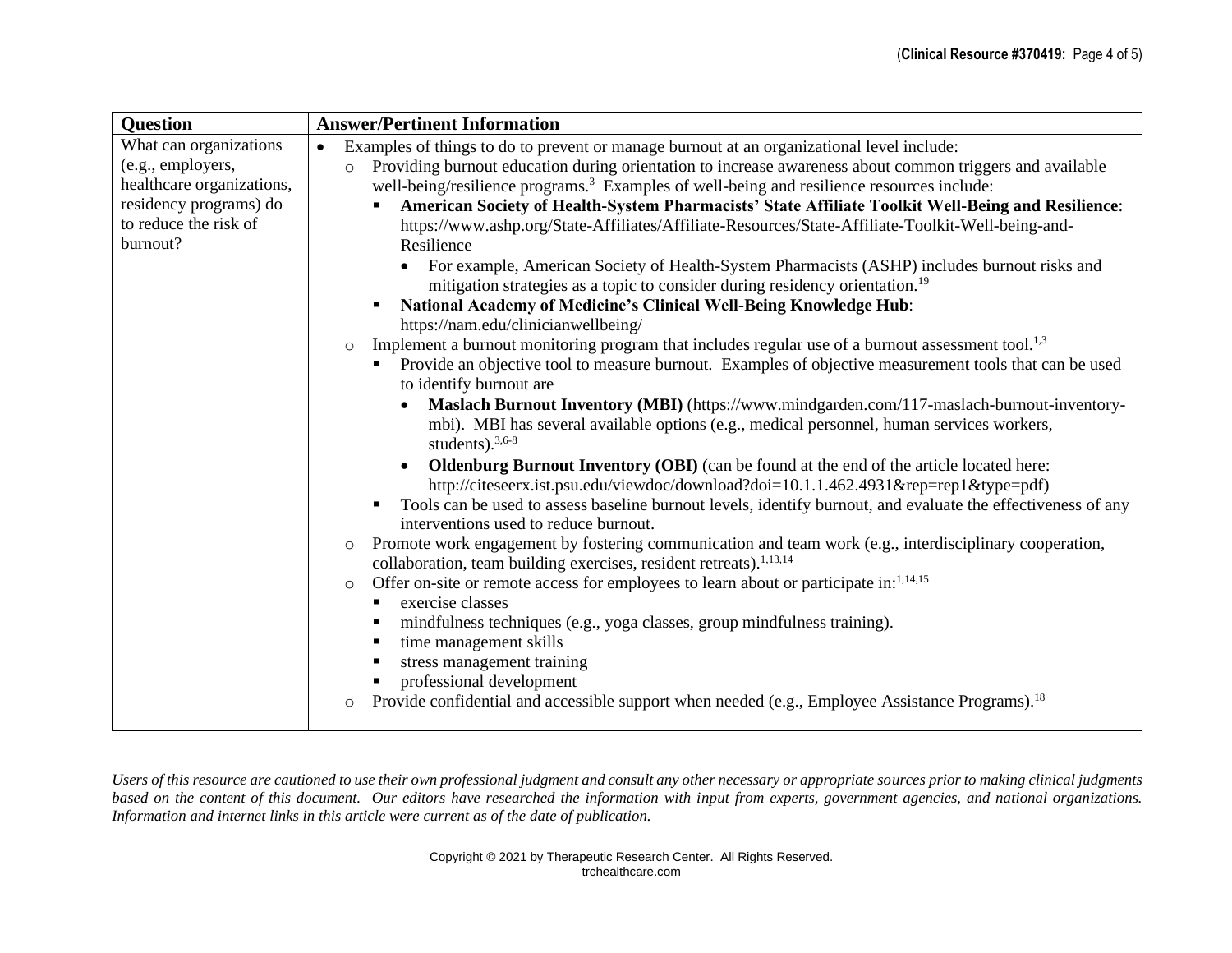| Question | Answer/Pertinent Information |
| --- | --- |
| What can organizations (e.g., employers, healthcare organizations, residency programs) do to reduce the risk of burnout? | • Examples of things to do to prevent or manage burnout at an organizational level include:<br>  ○ Providing burnout education during orientation to increase awareness about common triggers and available well-being/resilience programs.[3] Examples of well-being and resilience resources include:<br>    ▪ **American Society of Health-System Pharmacists' State Affiliate Toolkit Well-Being and Resilience**: https://www.ashp.org/State-Affiliates/Affiliate-Resources/State-Affiliate-Toolkit-Well-being-and-Resilience<br>      • For example, American Society of Health-System Pharmacists (ASHP) includes burnout risks and mitigation strategies as a topic to consider during residency orientation.[19]<br>    ▪ **National Academy of Medicine's Clinical Well-Being Knowledge Hub**: https://nam.edu/clinicianwellbeing/<br>  ○ Implement a burnout monitoring program that includes regular use of a burnout assessment tool.[1,3]<br>    ▪ Provide an objective tool to measure burnout. Examples of objective measurement tools that can be used to identify burnout are<br>      • **Maslach Burnout Inventory (MBI)** (https://www.mindgarden.com/117-maslach-burnout-inventory-mbi). MBI has several available options (e.g., medical personnel, human services workers, students).[3,6-8]<br>      • **Oldenburg Burnout Inventory (OBI)** (can be found at the end of the article located here: http://citeseerx.ist.psu.edu/viewdoc/download?doi=10.1.1.462.4931&rep=rep1&type=pdf)<br>    ▪ Tools can be used to assess baseline burnout levels, identify burnout, and evaluate the effectiveness of any interventions used to reduce burnout.<br>  ○ Promote work engagement by fostering communication and team work (e.g., interdisciplinary cooperation, collaboration, team building exercises, resident retreats).[1,13,14]<br>  ○ Offer on-site or remote access for employees to learn about or participate in:[1,14,15]<br>    ▪ exercise classes<br>    ▪ mindfulness techniques (e.g., yoga classes, group mindfulness training).<br>    ▪ time management skills<br>    ▪ stress management training<br>    ▪ professional development<br>  ○ Provide confidential and accessible support when needed (e.g., Employee Assistance Programs).[18] |

*Users of this resource are cautioned to use their own professional judgment and consult any other necessary or appropriate sources prior to making clinical judgments based on the content of this document. Our editors have researched the information with input from experts, government agencies, and national organizations. Information and internet links in this article were current as of the date of publication.*

Copyright © 2021 by Therapeutic Research Center. All Rights Reserved.
trchealthcare.com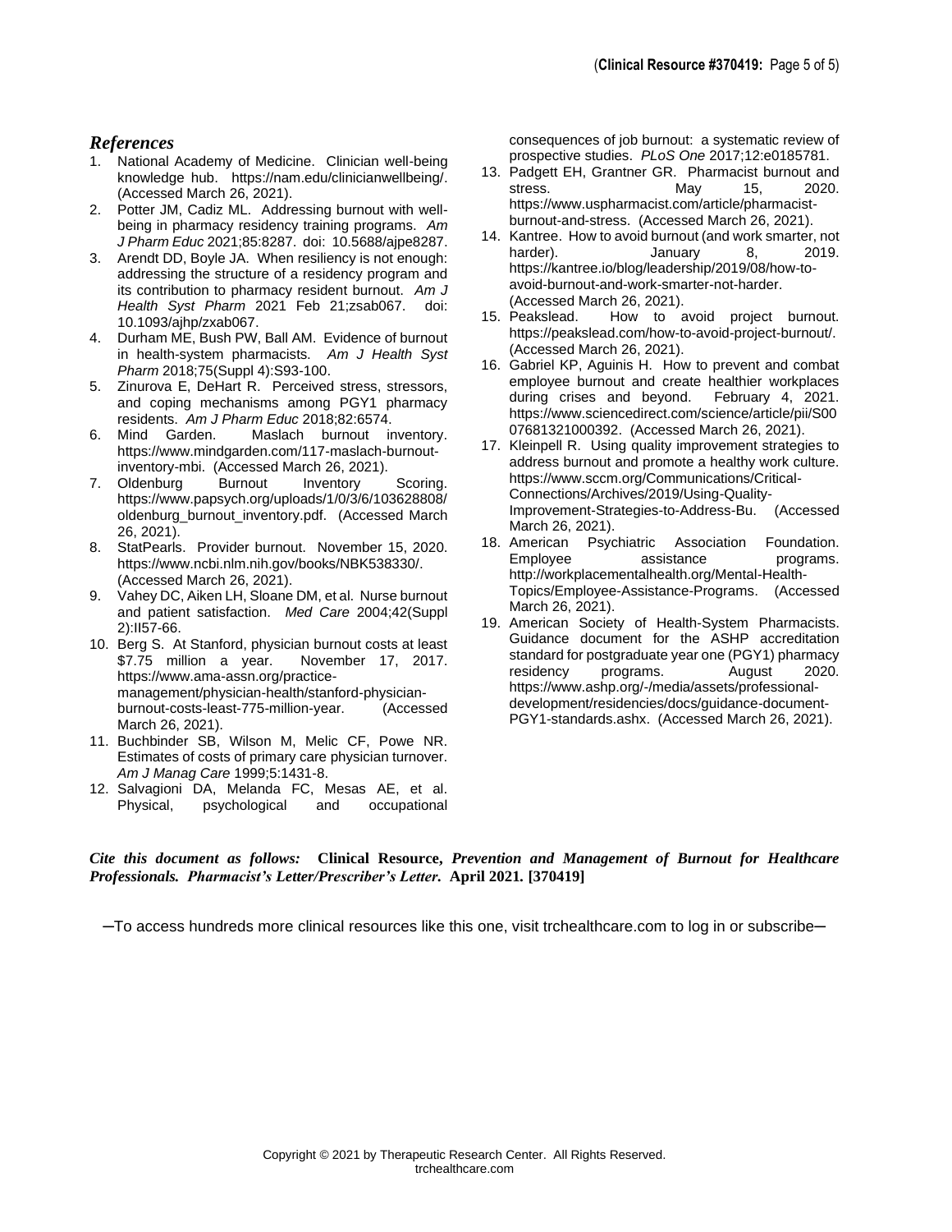## *References*

1. National Academy of Medicine. Clinician well-being knowledge hub. https://nam.edu/clinicianwellbeing/. (Accessed March 26, 2021).
2. Potter JM, Cadiz ML. Addressing burnout with well-being in pharmacy residency training programs. *Am J Pharm Educ* 2021;85:8287. doi: 10.5688/ajpe8287.
3. Arendt DD, Boyle JA. When resiliency is not enough: addressing the structure of a residency program and its contribution to pharmacy resident burnout. *Am J Health Syst Pharm* 2021 Feb 21;zsab067. doi: 10.1093/ajhp/zxab067.
4. Durham ME, Bush PW, Ball AM. Evidence of burnout in health-system pharmacists. *Am J Health Syst Pharm* 2018;75(Suppl 4):S93-100.
5. Zinurova E, DeHart R. Perceived stress, stressors, and coping mechanisms among PGY1 pharmacy residents. *Am J Pharm Educ* 2018;82:6574.
6. Mind Garden. Maslach burnout inventory. https://www.mindgarden.com/117-maslach-burnout-inventory-mbi. (Accessed March 26, 2021).
7. Oldenburg Burnout Inventory Scoring. https://www.papsych.org/uploads/1/0/3/6/103628808/oldenburg_burnout_inventory.pdf. (Accessed March 26, 2021).
8. StatPearls. Provider burnout. November 15, 2020. https://www.ncbi.nlm.nih.gov/books/NBK538330/. (Accessed March 26, 2021).
9. Vahey DC, Aiken LH, Sloane DM, et al. Nurse burnout and patient satisfaction. *Med Care* 2004;42(Suppl 2):II57-66.
10. Berg S. At Stanford, physician burnout costs at least $7.75 million a year. November 17, 2017. https://www.ama-assn.org/practice-management/physician-health/stanford-physician-burnout-costs-least-775-million-year. (Accessed March 26, 2021).
11. Buchbinder SB, Wilson M, Melic CF, Powe NR. Estimates of costs of primary care physician turnover. *Am J Manag Care* 1999;5:1431-8.
12. Salvagioni DA, Melanda FC, Mesas AE, et al. Physical, psychological and occupational consequences of job burnout: a systematic review of prospective studies. *PLoS One* 2017;12:e0185781.
13. Padgett EH, Grantner GR. Pharmacist burnout and stress. May 15, 2020. https://www.uspharmacist.com/article/pharmacist-burnout-and-stress. (Accessed March 26, 2021).
14. Kantree. How to avoid burnout (and work smarter, not harder). January 8, 2019. https://kantree.io/blog/leadership/2019/08/how-to-avoid-burnout-and-work-smarter-not-harder. (Accessed March 26, 2021).
15. Peakslead. How to avoid project burnout. https://peakslead.com/how-to-avoid-project-burnout/. (Accessed March 26, 2021).
16. Gabriel KP, Aguinis H. How to prevent and combat employee burnout and create healthier workplaces during crises and beyond. February 4, 2021. https://www.sciencedirect.com/science/article/pii/S0007681321000392. (Accessed March 26, 2021).
17. Kleinpell R. Using quality improvement strategies to address burnout and promote a healthy work culture. https://www.sccm.org/Communications/Critical-Connections/Archives/2019/Using-Quality-Improvement-Strategies-to-Address-Bu. (Accessed March 26, 2021).
18. American Psychiatric Association Foundation. Employee assistance programs. http://workplacementalhealth.org/Mental-Health-Topics/Employee-Assistance-Programs. (Accessed March 26, 2021).
19. American Society of Health-System Pharmacists. Guidance document for the ASHP accreditation standard for postgraduate year one (PGY1) pharmacy residency programs. August 2020. https://www.ashp.org/-/media/assets/professional-development/residencies/docs/guidance-document-PGY1-standards.ashx. (Accessed March 26, 2021).

***Cite this document as follows:*** **Clinical Resource,** ***Prevention and Management of Burnout for Healthcare Professionals. Pharmacist's Letter/Prescriber's Letter.*** **April 2021. [370419]**

─To access hundreds more clinical resources like this one, visit trchealthcare.com to log in or subscribe─

Copyright © 2021 by Therapeutic Research Center. All Rights Reserved.
trchealthcare.com